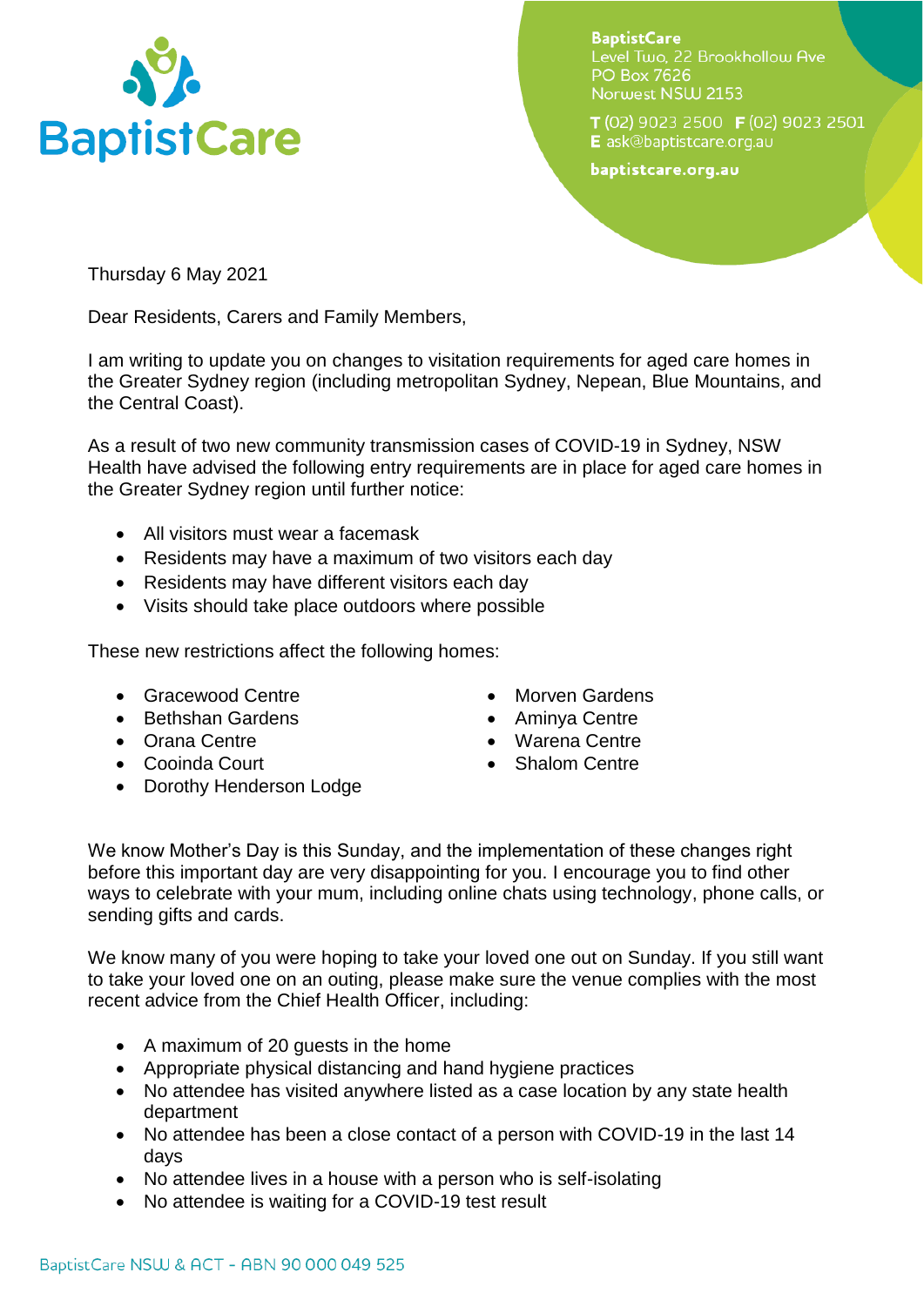BaptistCare
Level Two, 22 Brookhollow Ave
PO Box 7626
Norwest NSW 2153

T (02) 9023 2500 F (02) 9023 2501
E ask@baptistcare.org.au

baptistcare.org.au

Thursday 6 May 2021

Dear Residents, Carers and Family Members,

I am writing to update you on changes to visitation requirements for aged care homes in the Greater Sydney region (including metropolitan Sydney, Nepean, Blue Mountains, and the Central Coast).

As a result of two new community transmission cases of COVID-19 in Sydney, NSW Health have advised the following entry requirements are in place for aged care homes in the Greater Sydney region until further notice:

- All visitors must wear a facemask
- Residents may have a maximum of two visitors each day
- Residents may have different visitors each day
- Visits should take place outdoors where possible

These new restrictions affect the following homes:

- Gracewood Centre
- Bethshan Gardens
- Orana Centre
- Cooinda Court
- Dorothy Henderson Lodge
- Morven Gardens
- Aminya Centre
- Warena Centre
- Shalom Centre

We know Mother's Day is this Sunday, and the implementation of these changes right before this important day are very disappointing for you. I encourage you to find other ways to celebrate with your mum, including online chats using technology, phone calls, or sending gifts and cards.

We know many of you were hoping to take your loved one out on Sunday. If you still want to take your loved one on an outing, please make sure the venue complies with the most recent advice from the Chief Health Officer, including:

- A maximum of 20 guests in the home
- Appropriate physical distancing and hand hygiene practices
- No attendee has visited anywhere listed as a case location by any state health department
- No attendee has been a close contact of a person with COVID-19 in the last 14 days
- No attendee lives in a house with a person who is self-isolating
- No attendee is waiting for a COVID-19 test result

BaptistCare NSW & ACT - ABN 90 000 049 525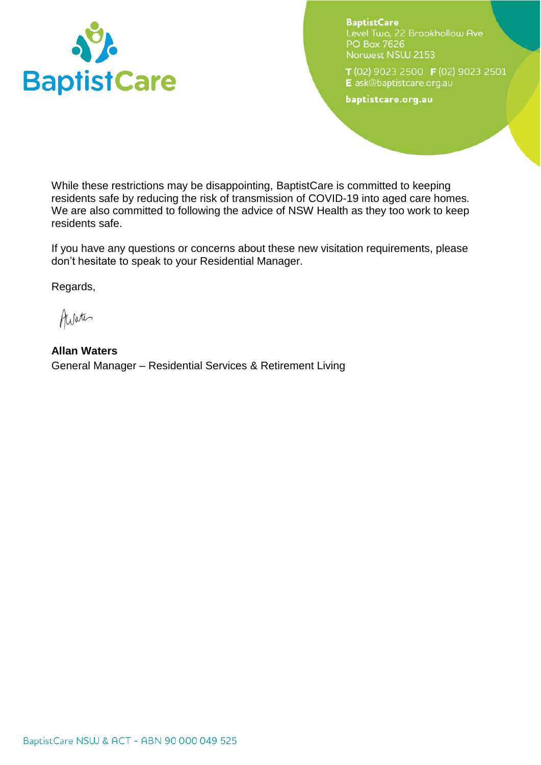BaptistCare
Level Two, 22 Brookhollow Ave
PO Box 7626
Norwest NSW 2153

T (02) 9023 2500 F (02) 9023 2501
E ask@baptistcare.org.au

baptistcare.org.au

While these restrictions may be disappointing, BaptistCare is committed to keeping residents safe by reducing the risk of transmission of COVID-19 into aged care homes. We are also committed to following the advice of NSW Health as they too work to keep residents safe.

If you have any questions or concerns about these new visitation requirements, please don't hesitate to speak to your Residential Manager.

Regards,

**Allan Waters**
General Manager – Residential Services & Retirement Living

BaptistCare NSW & ACT - ABN 90 000 049 525